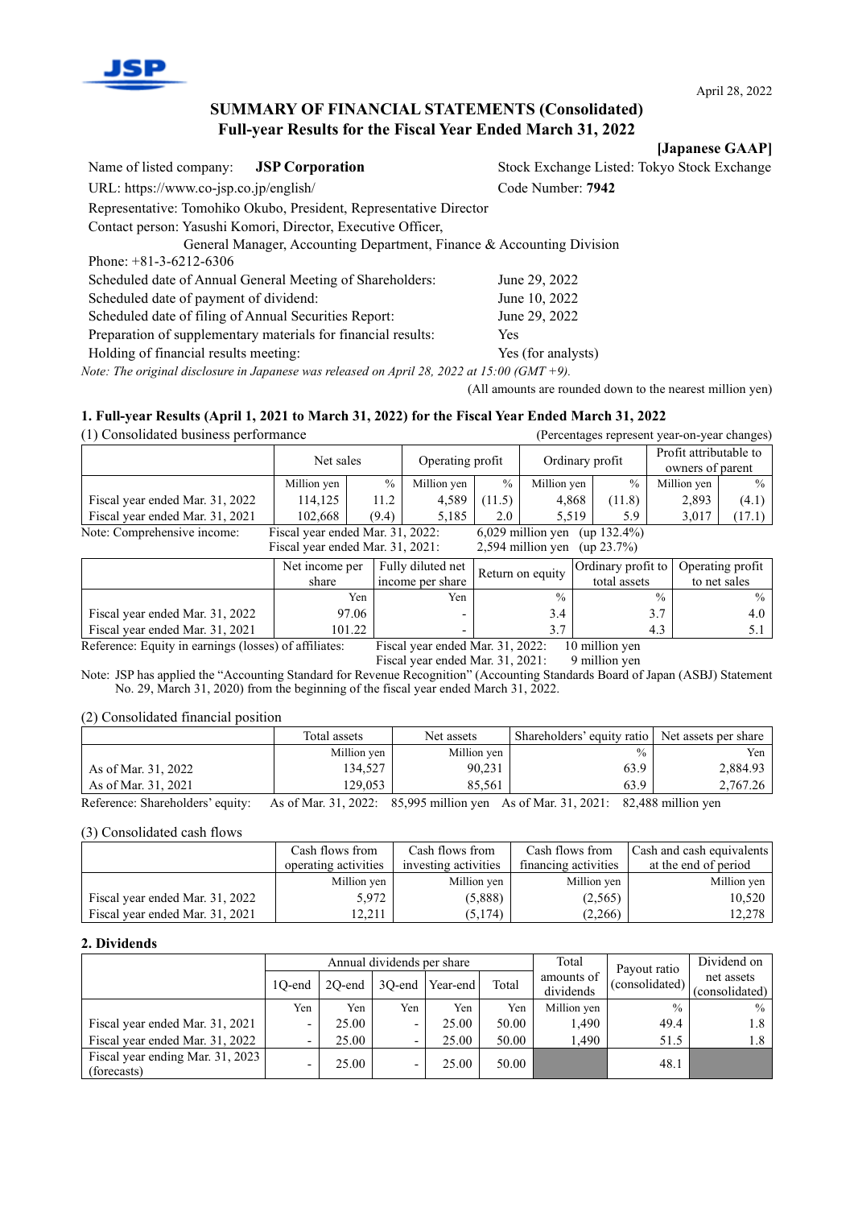April 28, 2022

# SUMMARY OF FINANCIAL STATEMENTS (Consolidated)
# Full-year Results for the Fiscal Year Ended March 31, 2022

**[Japanese GAAP]**

Name of listed company: **JSP Corporation** Stock Exchange Listed: Tokyo Stock Exchange

URL: https://www.co-jsp.co.jp/english/ Code Number: **7942**

Representative: Tomohiko Okubo, President, Representative Director

Contact person: Yasushi Komori, Director, Executive Officer,
General Manager, Accounting Department, Finance & Accounting Division

Phone: +81-3-6212-6306

Scheduled date of Annual General Meeting of Shareholders: June 29, 2022

Scheduled date of payment of dividend: June 10, 2022

Scheduled date of filing of Annual Securities Report: June 29, 2022

Preparation of supplementary materials for financial results: Yes

Holding of financial results meeting: Yes (for analysts)

*Note: The original disclosure in Japanese was released on April 28, 2022 at 15:00 (GMT +9).*

(All amounts are rounded down to the nearest million yen)

## 1. Full-year Results (April 1, 2021 to March 31, 2022) for the Fiscal Year Ended March 31, 2022

(1) Consolidated business performance (Percentages represent year-on-year changes)

| | Net sales | | Operating profit | | Ordinary profit | | Profit attributable to owners of parent | |
|---|---|---|---|---|---|---|---|---|
| | Million yen | % | Million yen | % | Million yen | % | Million yen | % |
| Fiscal year ended Mar. 31, 2022 | 114,125 | 11.2 | 4,589 | (11.5) | 4,868 | (11.8) | 2,893 | (4.1) |
| Fiscal year ended Mar. 31, 2021 | 102,668 | (9.4) | 5,185 | 2.0 | 5,519 | 5.9 | 3,017 | (17.1) |

Note: Comprehensive income: Fiscal year ended Mar. 31, 2022: 6,029 million yen (up 132.4%)
Fiscal year ended Mar. 31, 2021: 2,594 million yen (up 23.7%)

| | Net income per share | Fully diluted net income per share | Return on equity | Ordinary profit to total assets | Operating profit to net sales |
|---|---|---|---|---|---|
| | Yen | Yen | % | % | % |
| Fiscal year ended Mar. 31, 2022 | 97.06 | - | 3.4 | 3.7 | 4.0 |
| Fiscal year ended Mar. 31, 2021 | 101.22 | - | 3.7 | 4.3 | 5.1 |

Reference: Equity in earnings (losses) of affiliates: Fiscal year ended Mar. 31, 2022: 10 million yen
Fiscal year ended Mar. 31, 2021: 9 million yen

Note: JSP has applied the "Accounting Standard for Revenue Recognition" (Accounting Standards Board of Japan (ASBJ) Statement No. 29, March 31, 2020) from the beginning of the fiscal year ended March 31, 2022.

(2) Consolidated financial position

| | Total assets | Net assets | Shareholders' equity ratio | Net assets per share |
|---|---|---|---|---|
| | Million yen | Million yen | % | Yen |
| As of Mar. 31, 2022 | 134,527 | 90,231 | 63.9 | 2,884.93 |
| As of Mar. 31, 2021 | 129,053 | 85,561 | 63.9 | 2,767.26 |

Reference: Shareholders' equity: As of Mar. 31, 2022: 85,995 million yen As of Mar. 31, 2021: 82,488 million yen

(3) Consolidated cash flows

| | Cash flows from operating activities | Cash flows from investing activities | Cash flows from financing activities | Cash and cash equivalents at the end of period |
|---|---|---|---|---|
| | Million yen | Million yen | Million yen | Million yen |
| Fiscal year ended Mar. 31, 2022 | 5,972 | (5,888) | (2,565) | 10,520 |
| Fiscal year ended Mar. 31, 2021 | 12,211 | (5,174) | (2,266) | 12,278 |

## 2. Dividends

| | Annual dividends per share | | | | | Total amounts of dividends | Payout ratio (consolidated) | Dividend on net assets (consolidated) |
|---|---|---|---|---|---|---|---|---|
| | 1Q-end | 2Q-end | 3Q-end | Year-end | Total | | | |
| | Yen | Yen | Yen | Yen | Yen | Million yen | % | % |
| Fiscal year ended Mar. 31, 2021 | - | 25.00 | - | 25.00 | 50.00 | 1,490 | 49.4 | 1.8 |
| Fiscal year ended Mar. 31, 2022 | - | 25.00 | - | 25.00 | 50.00 | 1,490 | 51.5 | 1.8 |
| Fiscal year ending Mar. 31, 2023 (forecasts) | - | 25.00 | - | 25.00 | 50.00 | | 48.1 | |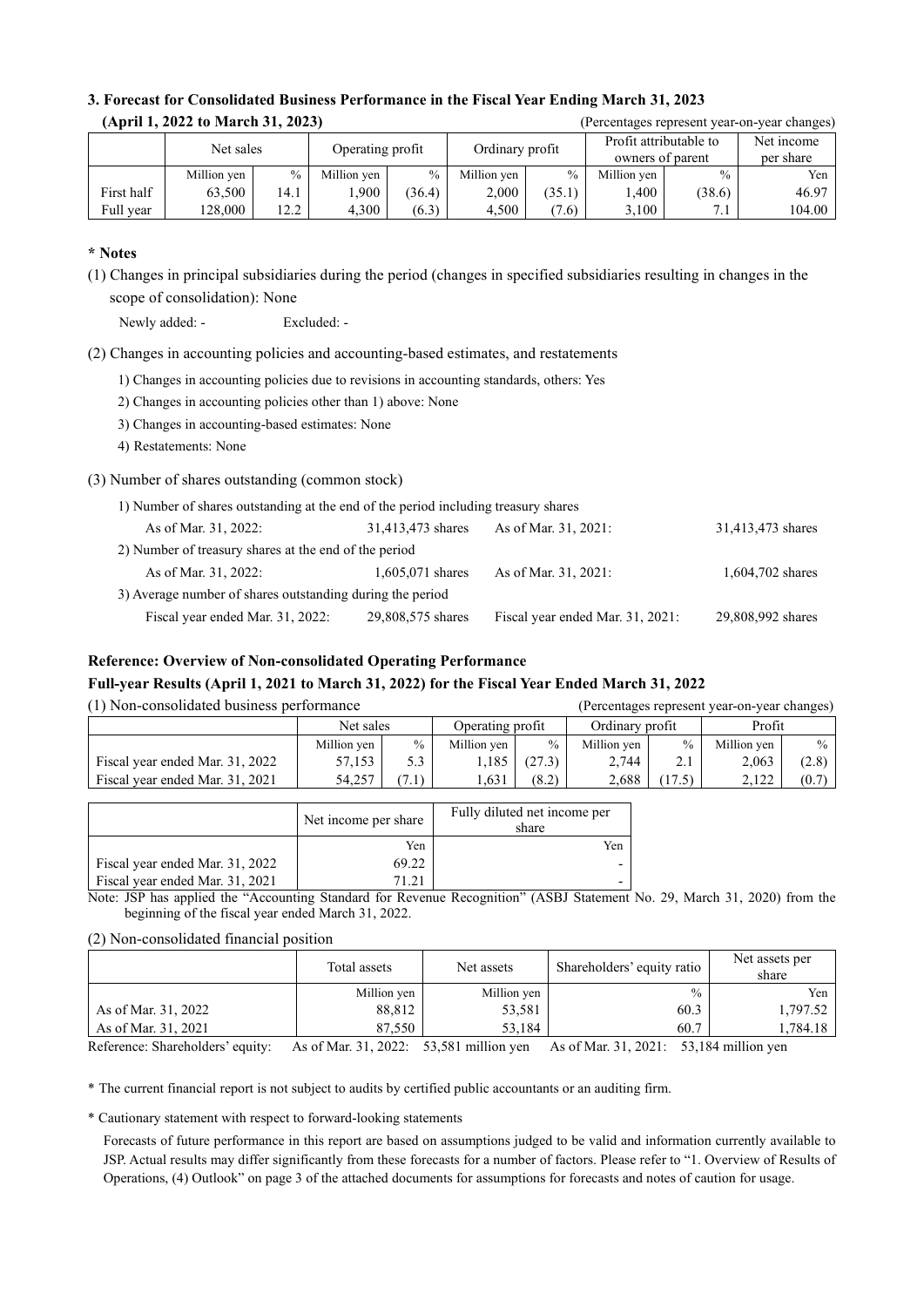### 3. Forecast for Consolidated Business Performance in the Fiscal Year Ending March 31, 2023

**(April 1, 2022 to March 31, 2023)** (Percentages represent year-on-year changes)

| | Net sales | | Operating profit | | Ordinary profit | | Profit attributable to owners of parent | | Net income per share |
|---|---|---|---|---|---|---|---|---|---|
| | Million yen | % | Million yen | % | Million yen | % | Million yen | % | Yen |
| First half | 63,500 | 14.1 | 1,900 | (36.4) | 2,000 | (35.1) | 1,400 | (38.6) | 46.97 |
| Full year | 128,000 | 12.2 | 4,300 | (6.3) | 4,500 | (7.6) | 3,100 | 7.1 | 104.00 |

**\* Notes**

(1) Changes in principal subsidiaries during the period (changes in specified subsidiaries resulting in changes in the scope of consolidation): None

Newly added: - Excluded: -

(2) Changes in accounting policies and accounting-based estimates, and restatements

1) Changes in accounting policies due to revisions in accounting standards, others: Yes

2) Changes in accounting policies other than 1) above: None

3) Changes in accounting-based estimates: None

4) Restatements: None

(3) Number of shares outstanding (common stock)

1) Number of shares outstanding at the end of the period including treasury shares

| | | | |
|---|---|---|---|
| As of Mar. 31, 2022: | 31,413,473 shares | As of Mar. 31, 2021: | 31,413,473 shares |

2) Number of treasury shares at the end of the period

| | | | |
|---|---|---|---|
| As of Mar. 31, 2022: | 1,605,071 shares | As of Mar. 31, 2021: | 1,604,702 shares |

3) Average number of shares outstanding during the period

| | | | |
|---|---|---|---|
| Fiscal year ended Mar. 31, 2022: | 29,808,575 shares | Fiscal year ended Mar. 31, 2021: | 29,808,992 shares |

### Reference: Overview of Non-consolidated Operating Performance

### Full-year Results (April 1, 2021 to March 31, 2022) for the Fiscal Year Ended March 31, 2022

(1) Non-consolidated business performance (Percentages represent year-on-year changes)

| | Net sales | | Operating profit | | Ordinary profit | | Profit | |
|---|---|---|---|---|---|---|---|---|
| | Million yen | % | Million yen | % | Million yen | % | Million yen | % |
| Fiscal year ended Mar. 31, 2022 | 57,153 | 5.3 | 1,185 | (27.3) | 2,744 | 2.1 | 2,063 | (2.8) |
| Fiscal year ended Mar. 31, 2021 | 54,257 | (7.1) | 1,631 | (8.2) | 2,688 | (17.5) | 2,122 | (0.7) |

| | Net income per share | Fully diluted net income per share |
|---|---|---|
| | Yen | Yen |
| Fiscal year ended Mar. 31, 2022 | 69.22 | - |
| Fiscal year ended Mar. 31, 2021 | 71.21 | - |

Note: JSP has applied the "Accounting Standard for Revenue Recognition" (ASBJ Statement No. 29, March 31, 2020) from the beginning of the fiscal year ended March 31, 2022.

(2) Non-consolidated financial position

| | Total assets | Net assets | Shareholders' equity ratio | Net assets per share |
|---|---|---|---|---|
| | Million yen | Million yen | % | Yen |
| As of Mar. 31, 2022 | 88,812 | 53,581 | 60.3 | 1,797.52 |
| As of Mar. 31, 2021 | 87,550 | 53,184 | 60.7 | 1,784.18 |

Reference: Shareholders' equity: As of Mar. 31, 2022: 53,581 million yen As of Mar. 31, 2021: 53,184 million yen

\* The current financial report is not subject to audits by certified public accountants or an auditing firm.

\* Cautionary statement with respect to forward-looking statements

Forecasts of future performance in this report are based on assumptions judged to be valid and information currently available to JSP. Actual results may differ significantly from these forecasts for a number of factors. Please refer to "1. Overview of Results of Operations, (4) Outlook" on page 3 of the attached documents for assumptions for forecasts and notes of caution for usage.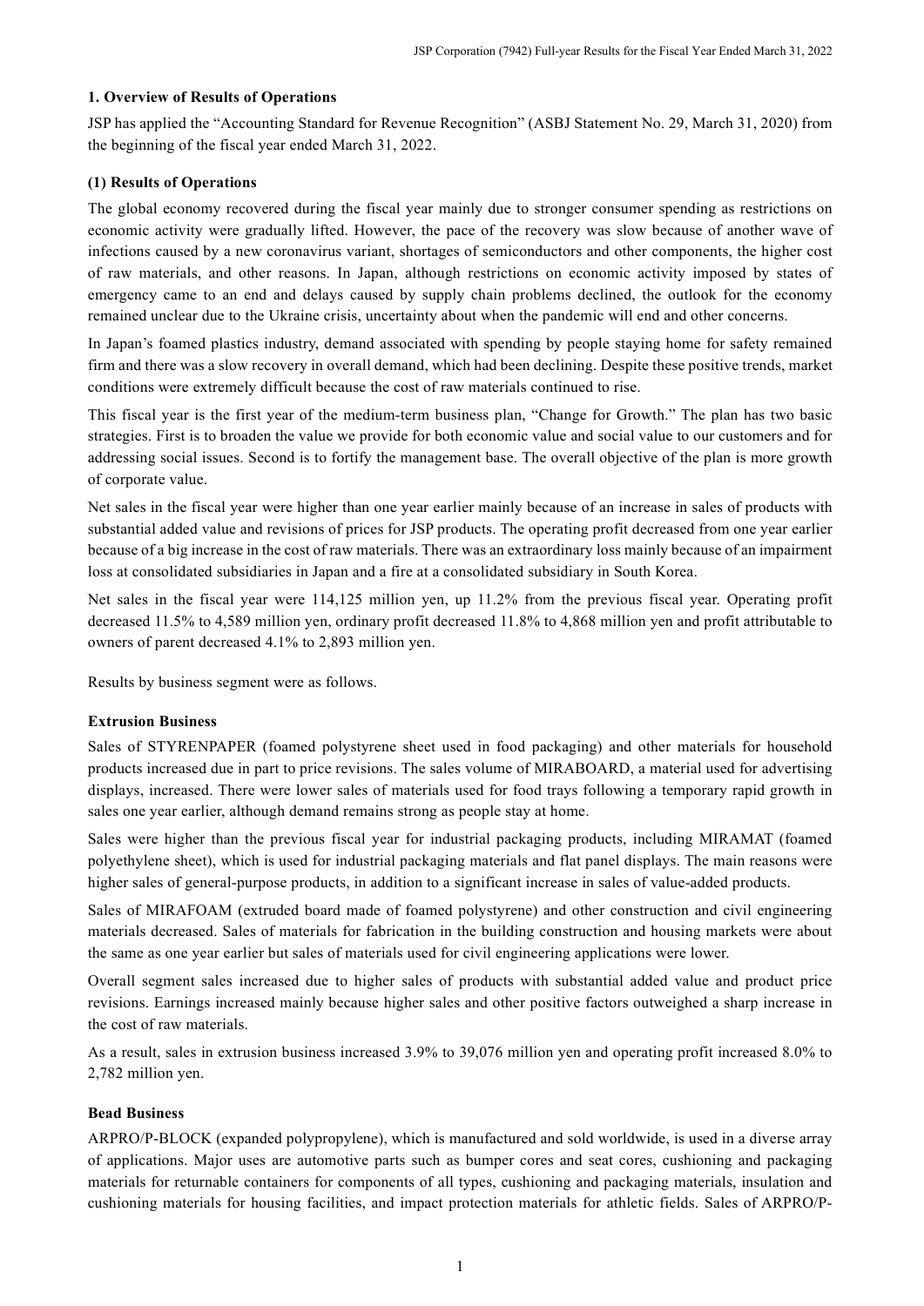## 1. Overview of Results of Operations

JSP has applied the "Accounting Standard for Revenue Recognition" (ASBJ Statement No. 29, March 31, 2020) from the beginning of the fiscal year ended March 31, 2022.

### (1) Results of Operations

The global economy recovered during the fiscal year mainly due to stronger consumer spending as restrictions on economic activity were gradually lifted. However, the pace of the recovery was slow because of another wave of infections caused by a new coronavirus variant, shortages of semiconductors and other components, the higher cost of raw materials, and other reasons. In Japan, although restrictions on economic activity imposed by states of emergency came to an end and delays caused by supply chain problems declined, the outlook for the economy remained unclear due to the Ukraine crisis, uncertainty about when the pandemic will end and other concerns.

In Japan's foamed plastics industry, demand associated with spending by people staying home for safety remained firm and there was a slow recovery in overall demand, which had been declining. Despite these positive trends, market conditions were extremely difficult because the cost of raw materials continued to rise.

This fiscal year is the first year of the medium-term business plan, "Change for Growth." The plan has two basic strategies. First is to broaden the value we provide for both economic value and social value to our customers and for addressing social issues. Second is to fortify the management base. The overall objective of the plan is more growth of corporate value.

Net sales in the fiscal year were higher than one year earlier mainly because of an increase in sales of products with substantial added value and revisions of prices for JSP products. The operating profit decreased from one year earlier because of a big increase in the cost of raw materials. There was an extraordinary loss mainly because of an impairment loss at consolidated subsidiaries in Japan and a fire at a consolidated subsidiary in South Korea.

Net sales in the fiscal year were 114,125 million yen, up 11.2% from the previous fiscal year. Operating profit decreased 11.5% to 4,589 million yen, ordinary profit decreased 11.8% to 4,868 million yen and profit attributable to owners of parent decreased 4.1% to 2,893 million yen.

Results by business segment were as follows.

**Extrusion Business**

Sales of STYRENPAPER (foamed polystyrene sheet used in food packaging) and other materials for household products increased due in part to price revisions. The sales volume of MIRABOARD, a material used for advertising displays, increased. There were lower sales of materials used for food trays following a temporary rapid growth in sales one year earlier, although demand remains strong as people stay at home.

Sales were higher than the previous fiscal year for industrial packaging products, including MIRAMAT (foamed polyethylene sheet), which is used for industrial packaging materials and flat panel displays. The main reasons were higher sales of general-purpose products, in addition to a significant increase in sales of value-added products.

Sales of MIRAFOAM (extruded board made of foamed polystyrene) and other construction and civil engineering materials decreased. Sales of materials for fabrication in the building construction and housing markets were about the same as one year earlier but sales of materials used for civil engineering applications were lower.

Overall segment sales increased due to higher sales of products with substantial added value and product price revisions. Earnings increased mainly because higher sales and other positive factors outweighed a sharp increase in the cost of raw materials.

As a result, sales in extrusion business increased 3.9% to 39,076 million yen and operating profit increased 8.0% to 2,782 million yen.

**Bead Business**

ARPRO/P-BLOCK (expanded polypropylene), which is manufactured and sold worldwide, is used in a diverse array of applications. Major uses are automotive parts such as bumper cores and seat cores, cushioning and packaging materials for returnable containers for components of all types, cushioning and packaging materials, insulation and cushioning materials for housing facilities, and impact protection materials for athletic fields. Sales of ARPRO/P-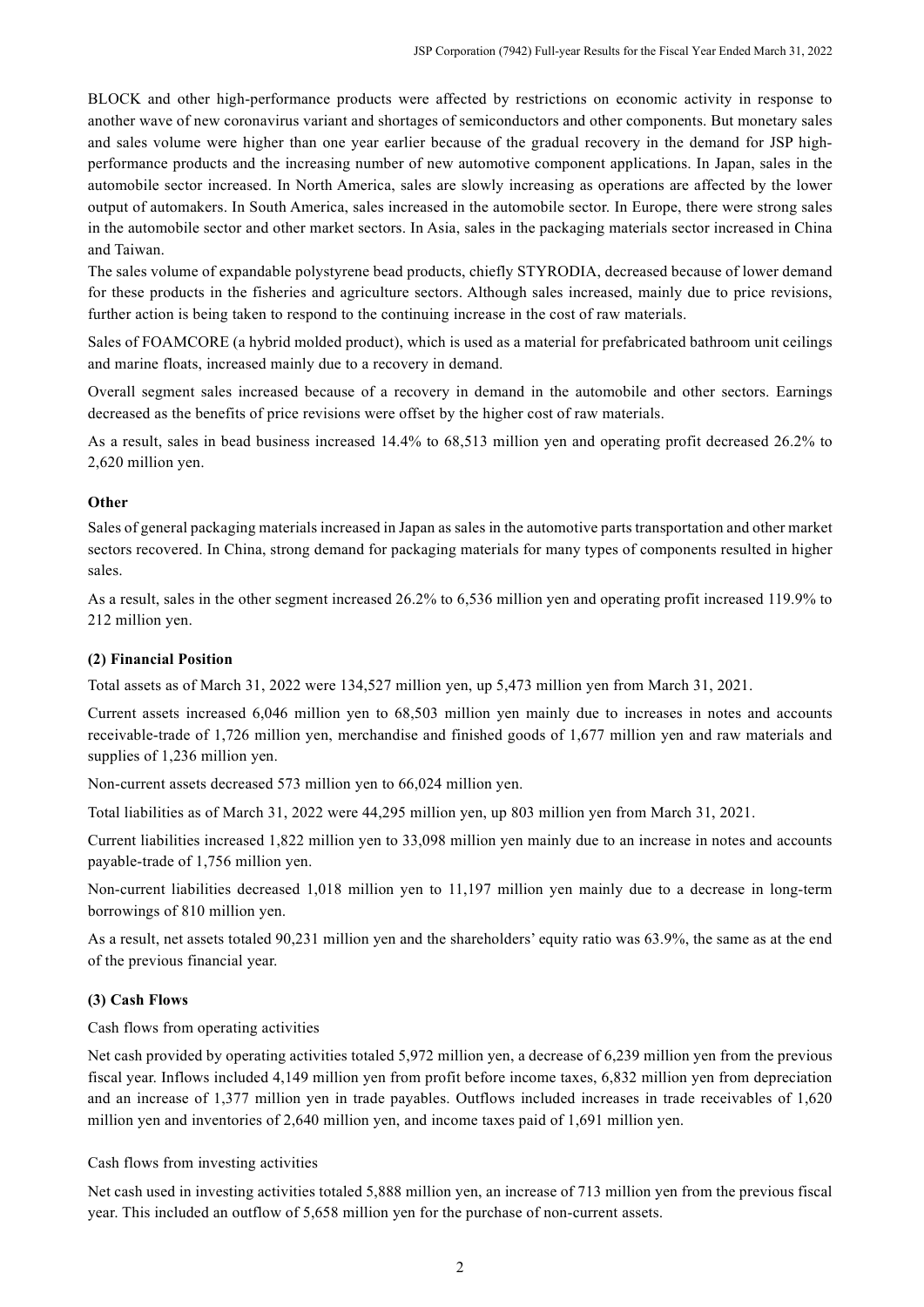BLOCK and other high-performance products were affected by restrictions on economic activity in response to another wave of new coronavirus variant and shortages of semiconductors and other components. But monetary sales and sales volume were higher than one year earlier because of the gradual recovery in the demand for JSP high-performance products and the increasing number of new automotive component applications. In Japan, sales in the automobile sector increased. In North America, sales are slowly increasing as operations are affected by the lower output of automakers. In South America, sales increased in the automobile sector. In Europe, there were strong sales in the automobile sector and other market sectors. In Asia, sales in the packaging materials sector increased in China and Taiwan.

The sales volume of expandable polystyrene bead products, chiefly STYRODIA, decreased because of lower demand for these products in the fisheries and agriculture sectors. Although sales increased, mainly due to price revisions, further action is being taken to respond to the continuing increase in the cost of raw materials.

Sales of FOAMCORE (a hybrid molded product), which is used as a material for prefabricated bathroom unit ceilings and marine floats, increased mainly due to a recovery in demand.

Overall segment sales increased because of a recovery in demand in the automobile and other sectors. Earnings decreased as the benefits of price revisions were offset by the higher cost of raw materials.

As a result, sales in bead business increased 14.4% to 68,513 million yen and operating profit decreased 26.2% to 2,620 million yen.

**Other**

Sales of general packaging materials increased in Japan as sales in the automotive parts transportation and other market sectors recovered. In China, strong demand for packaging materials for many types of components resulted in higher sales.

As a result, sales in the other segment increased 26.2% to 6,536 million yen and operating profit increased 119.9% to 212 million yen.

### (2) Financial Position

Total assets as of March 31, 2022 were 134,527 million yen, up 5,473 million yen from March 31, 2021.

Current assets increased 6,046 million yen to 68,503 million yen mainly due to increases in notes and accounts receivable-trade of 1,726 million yen, merchandise and finished goods of 1,677 million yen and raw materials and supplies of 1,236 million yen.

Non-current assets decreased 573 million yen to 66,024 million yen.

Total liabilities as of March 31, 2022 were 44,295 million yen, up 803 million yen from March 31, 2021.

Current liabilities increased 1,822 million yen to 33,098 million yen mainly due to an increase in notes and accounts payable-trade of 1,756 million yen.

Non-current liabilities decreased 1,018 million yen to 11,197 million yen mainly due to a decrease in long-term borrowings of 810 million yen.

As a result, net assets totaled 90,231 million yen and the shareholders' equity ratio was 63.9%, the same as at the end of the previous financial year.

### (3) Cash Flows

Cash flows from operating activities

Net cash provided by operating activities totaled 5,972 million yen, a decrease of 6,239 million yen from the previous fiscal year. Inflows included 4,149 million yen from profit before income taxes, 6,832 million yen from depreciation and an increase of 1,377 million yen in trade payables. Outflows included increases in trade receivables of 1,620 million yen and inventories of 2,640 million yen, and income taxes paid of 1,691 million yen.

Cash flows from investing activities

Net cash used in investing activities totaled 5,888 million yen, an increase of 713 million yen from the previous fiscal year. This included an outflow of 5,658 million yen for the purchase of non-current assets.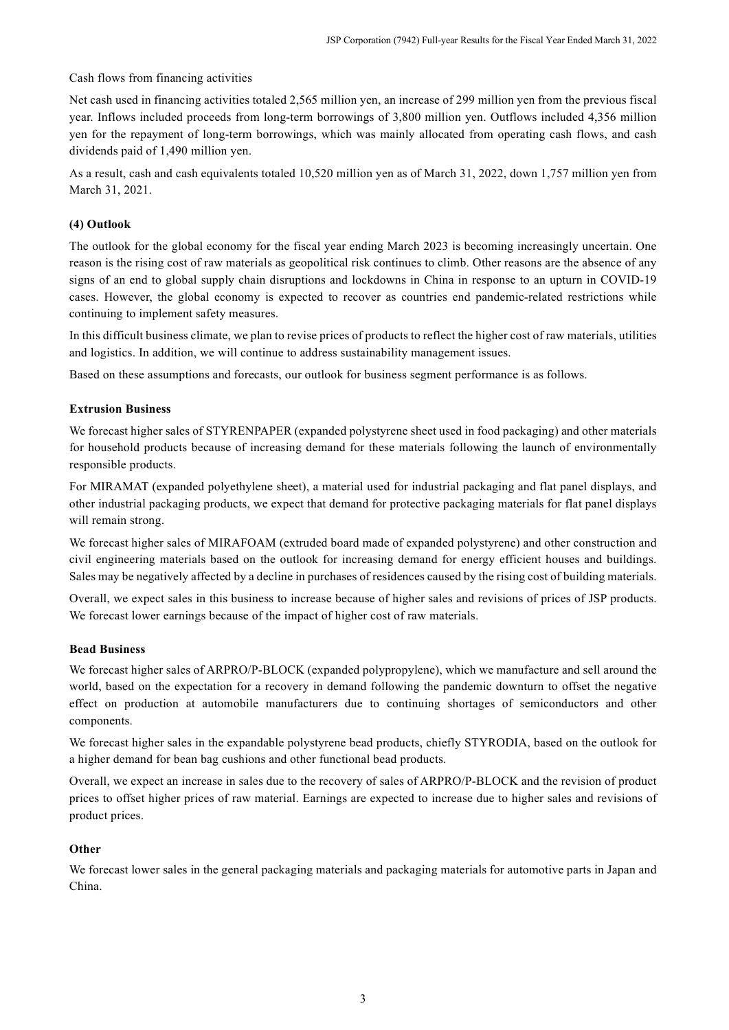Cash flows from financing activities

Net cash used in financing activities totaled 2,565 million yen, an increase of 299 million yen from the previous fiscal year. Inflows included proceeds from long-term borrowings of 3,800 million yen. Outflows included 4,356 million yen for the repayment of long-term borrowings, which was mainly allocated from operating cash flows, and cash dividends paid of 1,490 million yen.

As a result, cash and cash equivalents totaled 10,520 million yen as of March 31, 2022, down 1,757 million yen from March 31, 2021.

### (4) Outlook

The outlook for the global economy for the fiscal year ending March 2023 is becoming increasingly uncertain. One reason is the rising cost of raw materials as geopolitical risk continues to climb. Other reasons are the absence of any signs of an end to global supply chain disruptions and lockdowns in China in response to an upturn in COVID-19 cases. However, the global economy is expected to recover as countries end pandemic-related restrictions while continuing to implement safety measures.

In this difficult business climate, we plan to revise prices of products to reflect the higher cost of raw materials, utilities and logistics. In addition, we will continue to address sustainability management issues.

Based on these assumptions and forecasts, our outlook for business segment performance is as follows.

#### Extrusion Business

We forecast higher sales of STYRENPAPER (expanded polystyrene sheet used in food packaging) and other materials for household products because of increasing demand for these materials following the launch of environmentally responsible products.

For MIRAMAT (expanded polyethylene sheet), a material used for industrial packaging and flat panel displays, and other industrial packaging products, we expect that demand for protective packaging materials for flat panel displays will remain strong.

We forecast higher sales of MIRAFOAM (extruded board made of expanded polystyrene) and other construction and civil engineering materials based on the outlook for increasing demand for energy efficient houses and buildings. Sales may be negatively affected by a decline in purchases of residences caused by the rising cost of building materials.

Overall, we expect sales in this business to increase because of higher sales and revisions of prices of JSP products. We forecast lower earnings because of the impact of higher cost of raw materials.

#### Bead Business

We forecast higher sales of ARPRO/P-BLOCK (expanded polypropylene), which we manufacture and sell around the world, based on the expectation for a recovery in demand following the pandemic downturn to offset the negative effect on production at automobile manufacturers due to continuing shortages of semiconductors and other components.

We forecast higher sales in the expandable polystyrene bead products, chiefly STYRODIA, based on the outlook for a higher demand for bean bag cushions and other functional bead products.

Overall, we expect an increase in sales due to the recovery of sales of ARPRO/P-BLOCK and the revision of product prices to offset higher prices of raw material. Earnings are expected to increase due to higher sales and revisions of product prices.

#### Other

We forecast lower sales in the general packaging materials and packaging materials for automotive parts in Japan and China.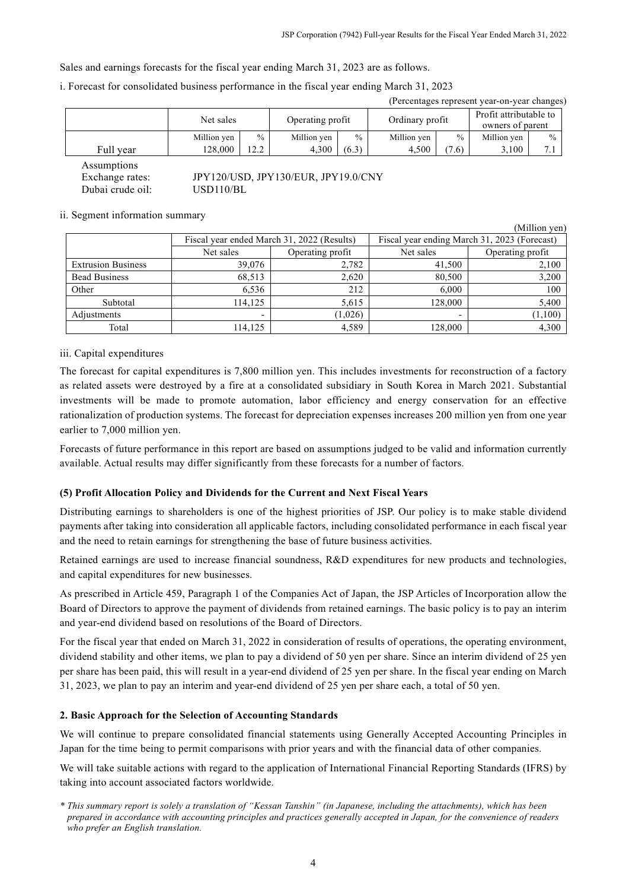Sales and earnings forecasts for the fiscal year ending March 31, 2023 are as follows.

i. Forecast for consolidated business performance in the fiscal year ending March 31, 2023

(Percentages represent year-on-year changes)

| | Net sales | | Operating profit | | Ordinary profit | | Profit attributable to owners of parent | |
|---|---|---|---|---|---|---|---|---|
| | Million yen | % | Million yen | % | Million yen | % | Million yen | % |
| Full year | 128,000 | 12.2 | 4,300 | (6.3) | 4,500 | (7.6) | 3,100 | 7.1 |

Assumptions
Exchange rates: JPY120/USD, JPY130/EUR, JPY19.0/CNY
Dubai crude oil: USD110/BL

ii. Segment information summary

(Million yen)

| | Fiscal year ended March 31, 2022 (Results) | | Fiscal year ending March 31, 2023 (Forecast) | |
|---|---|---|---|---|
| | Net sales | Operating profit | Net sales | Operating profit |
| Extrusion Business | 39,076 | 2,782 | 41,500 | 2,100 |
| Bead Business | 68,513 | 2,620 | 80,500 | 3,200 |
| Other | 6,536 | 212 | 6,000 | 100 |
| Subtotal | 114,125 | 5,615 | 128,000 | 5,400 |
| Adjustments | - | (1,026) | - | (1,100) |
| Total | 114,125 | 4,589 | 128,000 | 4,300 |

iii. Capital expenditures

The forecast for capital expenditures is 7,800 million yen. This includes investments for reconstruction of a factory as related assets were destroyed by a fire at a consolidated subsidiary in South Korea in March 2021. Substantial investments will be made to promote automation, labor efficiency and energy conservation for an effective rationalization of production systems. The forecast for depreciation expenses increases 200 million yen from one year earlier to 7,000 million yen.

Forecasts of future performance in this report are based on assumptions judged to be valid and information currently available. Actual results may differ significantly from these forecasts for a number of factors.

### (5) Profit Allocation Policy and Dividends for the Current and Next Fiscal Years

Distributing earnings to shareholders is one of the highest priorities of JSP. Our policy is to make stable dividend payments after taking into consideration all applicable factors, including consolidated performance in each fiscal year and the need to retain earnings for strengthening the base of future business activities.

Retained earnings are used to increase financial soundness, R&D expenditures for new products and technologies, and capital expenditures for new businesses.

As prescribed in Article 459, Paragraph 1 of the Companies Act of Japan, the JSP Articles of Incorporation allow the Board of Directors to approve the payment of dividends from retained earnings. The basic policy is to pay an interim and year-end dividend based on resolutions of the Board of Directors.

For the fiscal year that ended on March 31, 2022 in consideration of results of operations, the operating environment, dividend stability and other items, we plan to pay a dividend of 50 yen per share. Since an interim dividend of 25 yen per share has been paid, this will result in a year-end dividend of 25 yen per share. In the fiscal year ending on March 31, 2023, we plan to pay an interim and year-end dividend of 25 yen per share each, a total of 50 yen.

## 2. Basic Approach for the Selection of Accounting Standards

We will continue to prepare consolidated financial statements using Generally Accepted Accounting Principles in Japan for the time being to permit comparisons with prior years and with the financial data of other companies.

We will take suitable actions with regard to the application of International Financial Reporting Standards (IFRS) by taking into account associated factors worldwide.

*\* This summary report is solely a translation of "Kessan Tanshin" (in Japanese, including the attachments), which has been prepared in accordance with accounting principles and practices generally accepted in Japan, for the convenience of readers who prefer an English translation.*